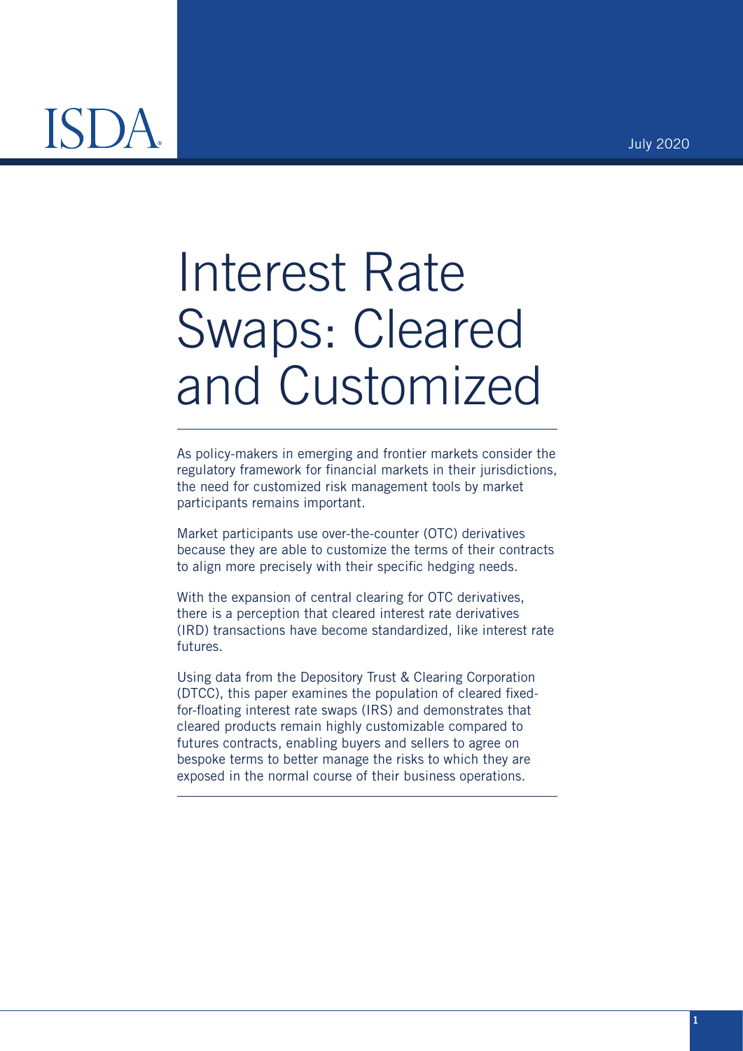ISDA

July 2020

# Interest Rate Swaps: Cleared and Customized

As policy-makers in emerging and frontier markets consider the regulatory framework for financial markets in their jurisdictions, the need for customized risk management tools by market participants remains important.

Market participants use over-the-counter (OTC) derivatives because they are able to customize the terms of their contracts to align more precisely with their specific hedging needs.

With the expansion of central clearing for OTC derivatives, there is a perception that cleared interest rate derivatives (IRD) transactions have become standardized, like interest rate futures.

Using data from the Depository Trust & Clearing Corporation (DTCC), this paper examines the population of cleared fixed-for-floating interest rate swaps (IRS) and demonstrates that cleared products remain highly customizable compared to futures contracts, enabling buyers and sellers to agree on bespoke terms to better manage the risks to which they are exposed in the normal course of their business operations.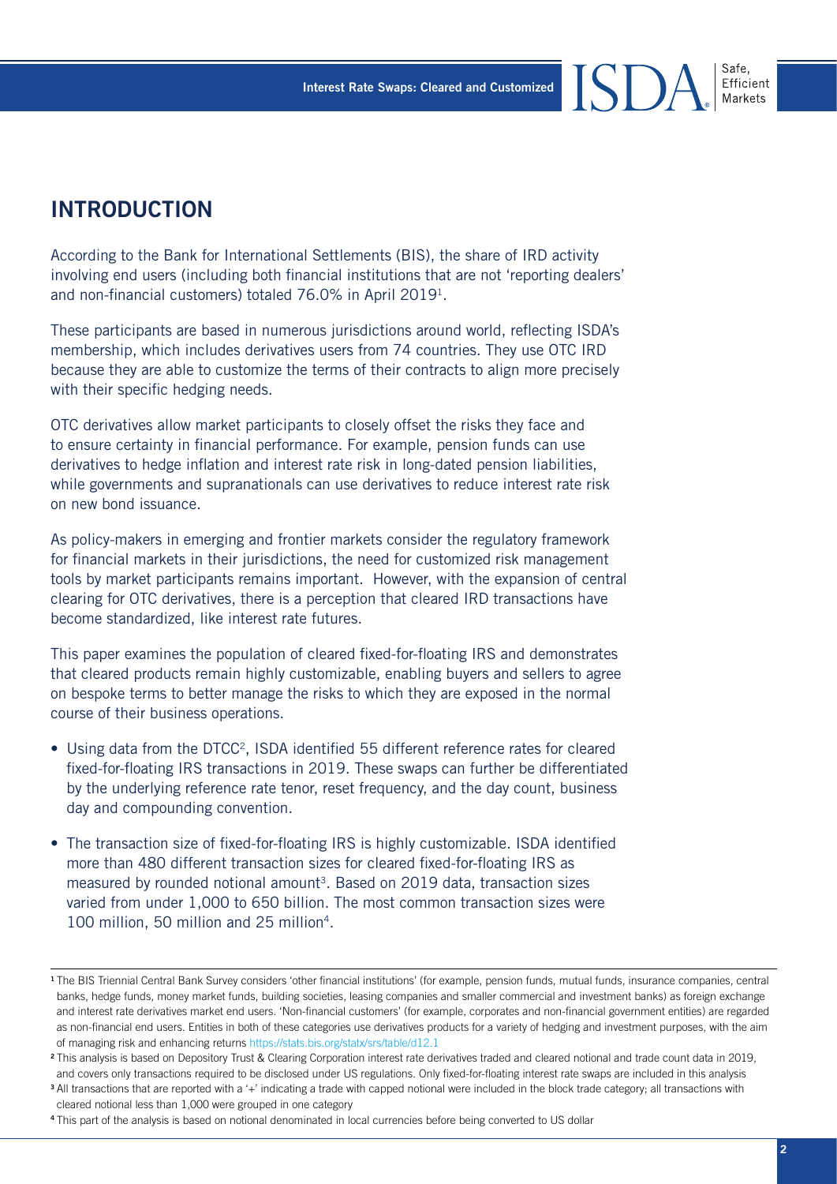## INTRODUCTION

According to the Bank for International Settlements (BIS), the share of IRD activity involving end users (including both financial institutions that are not 'reporting dealers' and non-financial customers) totaled 76.0% in April 2019[1].

These participants are based in numerous jurisdictions around world, reflecting ISDA's membership, which includes derivatives users from 74 countries. They use OTC IRD because they are able to customize the terms of their contracts to align more precisely with their specific hedging needs.

OTC derivatives allow market participants to closely offset the risks they face and to ensure certainty in financial performance. For example, pension funds can use derivatives to hedge inflation and interest rate risk in long-dated pension liabilities, while governments and supranationals can use derivatives to reduce interest rate risk on new bond issuance.

As policy-makers in emerging and frontier markets consider the regulatory framework for financial markets in their jurisdictions, the need for customized risk management tools by market participants remains important. However, with the expansion of central clearing for OTC derivatives, there is a perception that cleared IRD transactions have become standardized, like interest rate futures.

This paper examines the population of cleared fixed-for-floating IRS and demonstrates that cleared products remain highly customizable, enabling buyers and sellers to agree on bespoke terms to better manage the risks to which they are exposed in the normal course of their business operations.

- Using data from the DTCC[2], ISDA identified 55 different reference rates for cleared fixed-for-floating IRS transactions in 2019. These swaps can further be differentiated by the underlying reference rate tenor, reset frequency, and the day count, business day and compounding convention.
- The transaction size of fixed-for-floating IRS is highly customizable. ISDA identified more than 480 different transaction sizes for cleared fixed-for-floating IRS as measured by rounded notional amount[3]. Based on 2019 data, transaction sizes varied from under 1,000 to 650 billion. The most common transaction sizes were 100 million, 50 million and 25 million[4].

---

[1] The BIS Triennial Central Bank Survey considers 'other financial institutions' (for example, pension funds, mutual funds, insurance companies, central banks, hedge funds, money market funds, building societies, leasing companies and smaller commercial and investment banks) as foreign exchange and interest rate derivatives market end users. 'Non-financial customers' (for example, corporates and non-financial government entities) are regarded as non-financial end users. Entities in both of these categories use derivatives products for a variety of hedging and investment purposes, with the aim of managing risk and enhancing returns https://stats.bis.org/statx/srs/table/d12.1

[2] This analysis is based on Depository Trust & Clearing Corporation interest rate derivatives traded and cleared notional and trade count data in 2019, and covers only transactions required to be disclosed under US regulations. Only fixed-for-floating interest rate swaps are included in this analysis

[3] All transactions that are reported with a '+' indicating a trade with capped notional were included in the block trade category; all transactions with cleared notional less than 1,000 were grouped in one category

[4] This part of the analysis is based on notional denominated in local currencies before being converted to US dollar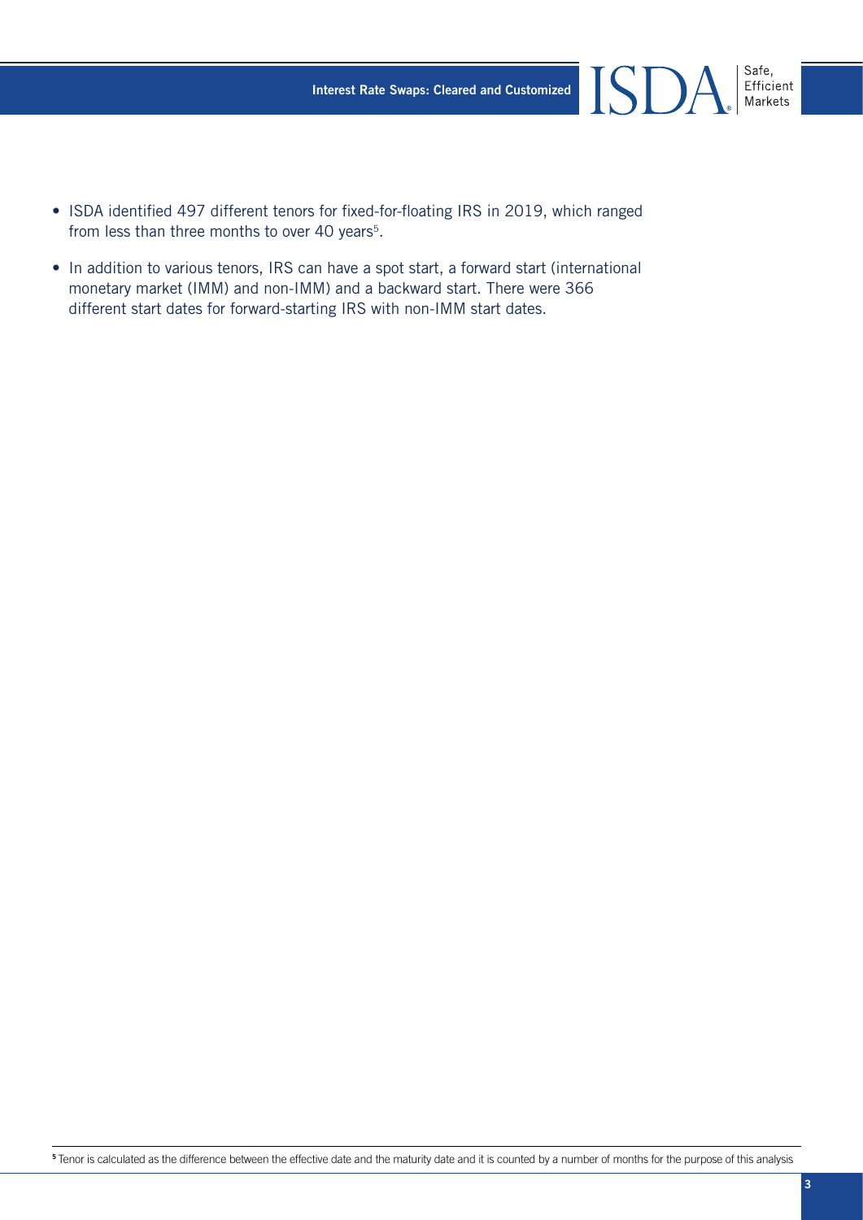- ISDA identified 497 different tenors for fixed-for-floating IRS in 2019, which ranged from less than three months to over 40 years[5].
- In addition to various tenors, IRS can have a spot start, a forward start (international monetary market (IMM) and non-IMM) and a backward start. There were 366 different start dates for forward-starting IRS with non-IMM start dates.

[5] Tenor is calculated as the difference between the effective date and the maturity date and it is counted by a number of months for the purpose of this analysis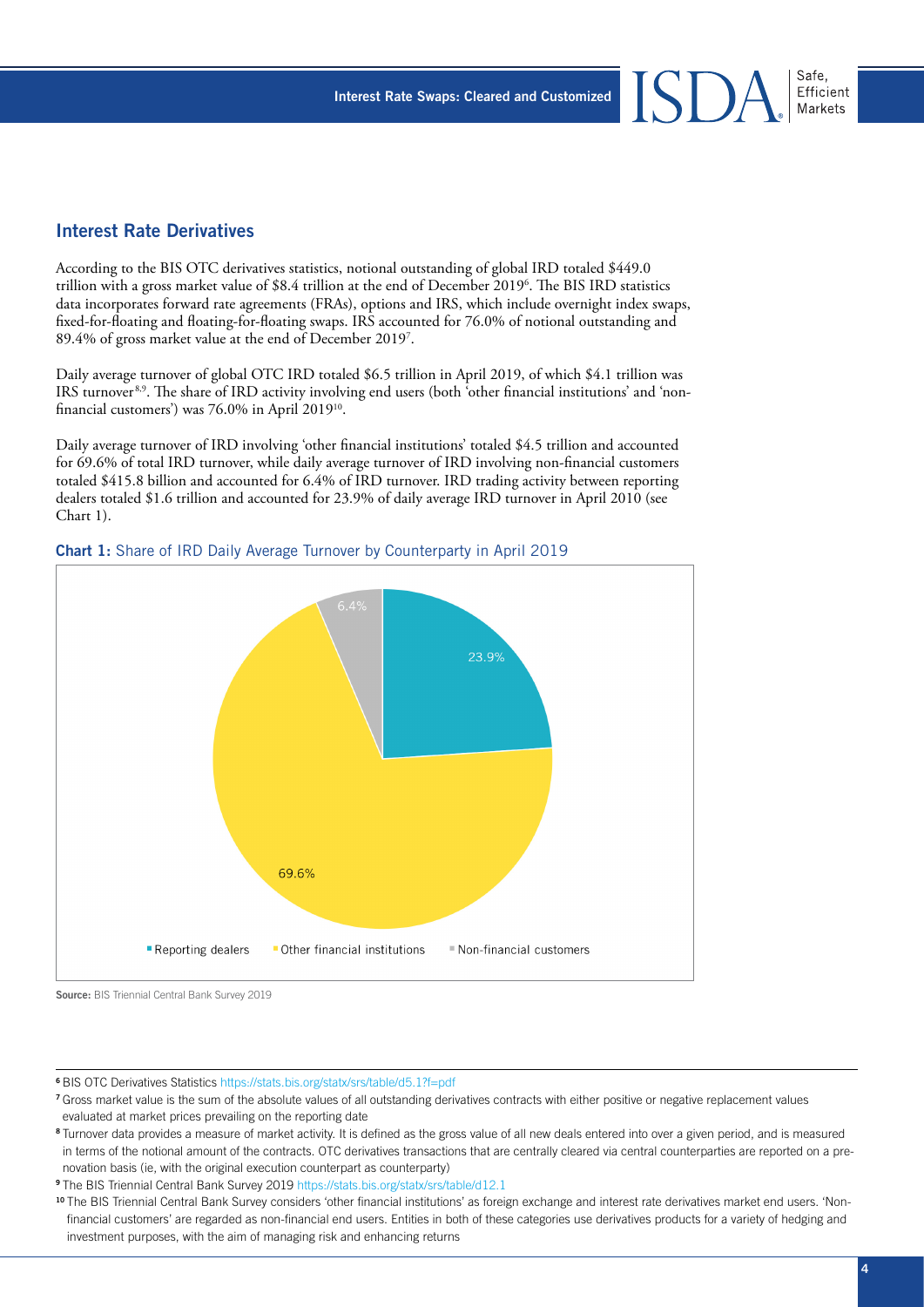## Interest Rate Derivatives

According to the BIS OTC derivatives statistics, notional outstanding of global IRD totaled $449.0 trillion with a gross market value of $8.4 trillion at the end of December 2019[6]. The BIS IRD statistics data incorporates forward rate agreements (FRAs), options and IRS, which include overnight index swaps, fixed-for-floating and floating-for-floating swaps. IRS accounted for 76.0% of notional outstanding and 89.4% of gross market value at the end of December 2019[7].

Daily average turnover of global OTC IRD totaled $6.5 trillion in April 2019, of which $4.1 trillion was IRS turnover[8,9]. The share of IRD activity involving end users (both 'other financial institutions' and 'non-financial customers') was 76.0% in April 2019[10].

Daily average turnover of IRD involving 'other financial institutions' totaled $4.5 trillion and accounted for 69.6% of total IRD turnover, while daily average turnover of IRD involving non-financial customers totaled $415.8 billion and accounted for 6.4% of IRD turnover. IRD trading activity between reporting dealers totaled $1.6 trillion and accounted for 23.9% of daily average IRD turnover in April 2010 (see Chart 1).

**Chart 1:** Share of IRD Daily Average Turnover by Counterparty in April 2019

| Counterparty | Share |
|---|---|
| Reporting dealers | 23.9% |
| Other financial institutions | 69.6% |
| Non-financial customers | 6.4% |

**Source:** BIS Triennial Central Bank Survey 2019

---

[6] BIS OTC Derivatives Statistics https://stats.bis.org/statx/srs/table/d5.1?f=pdf

[7] Gross market value is the sum of the absolute values of all outstanding derivatives contracts with either positive or negative replacement values evaluated at market prices prevailing on the reporting date

[8] Turnover data provides a measure of market activity. It is defined as the gross value of all new deals entered into over a given period, and is measured in terms of the notional amount of the contracts. OTC derivatives transactions that are centrally cleared via central counterparties are reported on a pre-novation basis (ie, with the original execution counterpart as counterparty)

[9] The BIS Triennial Central Bank Survey 2019 https://stats.bis.org/statx/srs/table/d12.1

[10] The BIS Triennial Central Bank Survey considers 'other financial institutions' as foreign exchange and interest rate derivatives market end users. 'Non-financial customers' are regarded as non-financial end users. Entities in both of these categories use derivatives products for a variety of hedging and investment purposes, with the aim of managing risk and enhancing returns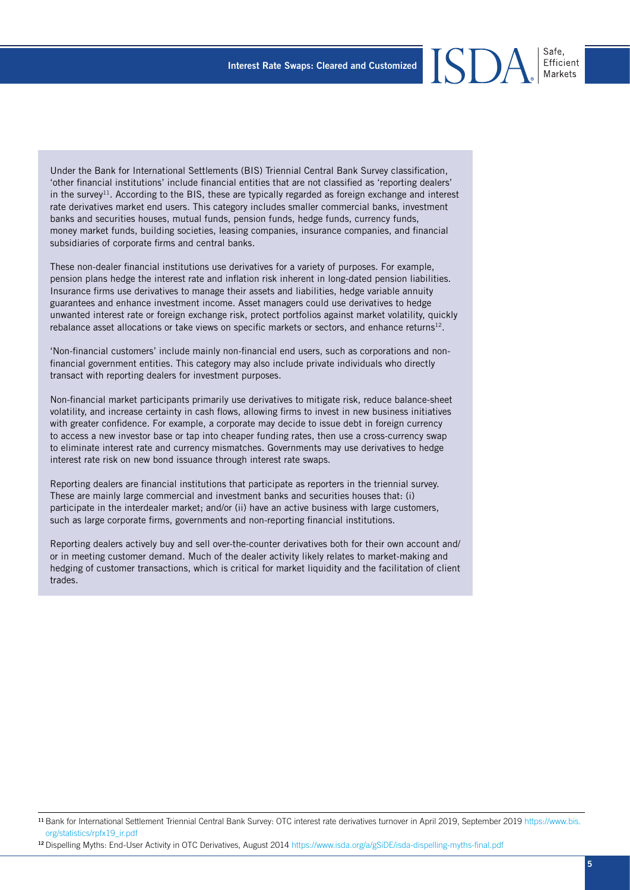Under the Bank for International Settlements (BIS) Triennial Central Bank Survey classification, 'other financial institutions' include financial entities that are not classified as 'reporting dealers' in the survey[11]. According to the BIS, these are typically regarded as foreign exchange and interest rate derivatives market end users. This category includes smaller commercial banks, investment banks and securities houses, mutual funds, pension funds, hedge funds, currency funds, money market funds, building societies, leasing companies, insurance companies, and financial subsidiaries of corporate firms and central banks.

These non-dealer financial institutions use derivatives for a variety of purposes. For example, pension plans hedge the interest rate and inflation risk inherent in long-dated pension liabilities. Insurance firms use derivatives to manage their assets and liabilities, hedge variable annuity guarantees and enhance investment income. Asset managers could use derivatives to hedge unwanted interest rate or foreign exchange risk, protect portfolios against market volatility, quickly rebalance asset allocations or take views on specific markets or sectors, and enhance returns[12].

'Non-financial customers' include mainly non-financial end users, such as corporations and non-financial government entities. This category may also include private individuals who directly transact with reporting dealers for investment purposes.

Non-financial market participants primarily use derivatives to mitigate risk, reduce balance-sheet volatility, and increase certainty in cash flows, allowing firms to invest in new business initiatives with greater confidence. For example, a corporate may decide to issue debt in foreign currency to access a new investor base or tap into cheaper funding rates, then use a cross-currency swap to eliminate interest rate and currency mismatches. Governments may use derivatives to hedge interest rate risk on new bond issuance through interest rate swaps.

Reporting dealers are financial institutions that participate as reporters in the triennial survey. These are mainly large commercial and investment banks and securities houses that: (i) participate in the interdealer market; and/or (ii) have an active business with large customers, such as large corporate firms, governments and non-reporting financial institutions.

Reporting dealers actively buy and sell over-the-counter derivatives both for their own account and/or in meeting customer demand. Much of the dealer activity likely relates to market-making and hedging of customer transactions, which is critical for market liquidity and the facilitation of client trades.

---

[11] Bank for International Settlement Triennial Central Bank Survey: OTC interest rate derivatives turnover in April 2019, September 2019 https://www.bis.org/statistics/rpfx19_ir.pdf

[12] Dispelling Myths: End-User Activity in OTC Derivatives, August 2014 https://www.isda.org/a/gSiDE/isda-dispelling-myths-final.pdf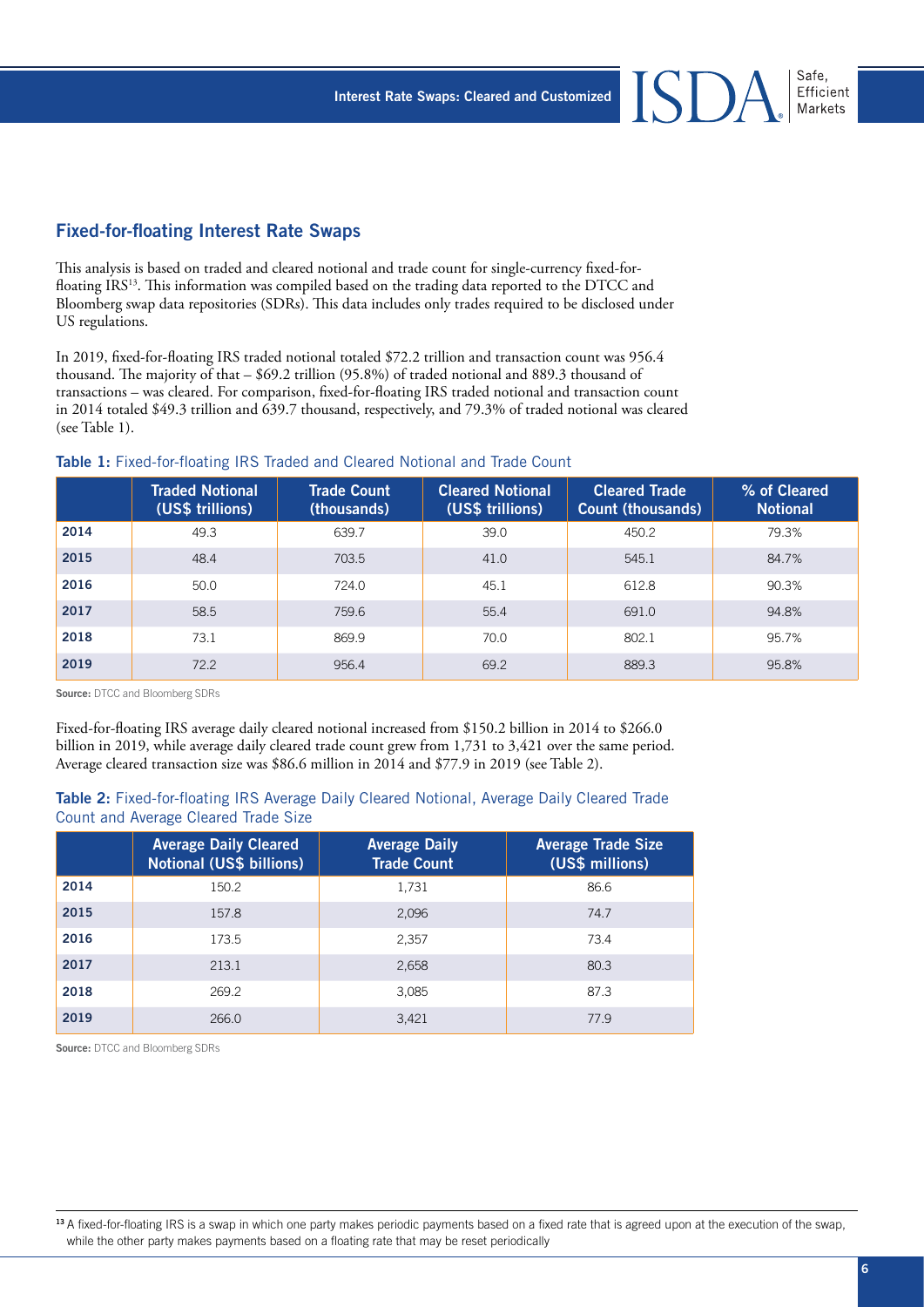## Fixed-for-floating Interest Rate Swaps

This analysis is based on traded and cleared notional and trade count for single-currency fixed-for-floating IRS[13]. This information was compiled based on the trading data reported to the DTCC and Bloomberg swap data repositories (SDRs). This data includes only trades required to be disclosed under US regulations.

In 2019, fixed-for-floating IRS traded notional totaled $72.2 trillion and transaction count was 956.4 thousand. The majority of that – $69.2 trillion (95.8%) of traded notional and 889.3 thousand of transactions – was cleared. For comparison, fixed-for-floating IRS traded notional and transaction count in 2014 totaled $49.3 trillion and 639.7 thousand, respectively, and 79.3% of traded notional was cleared (see Table 1).

**Table 1:** Fixed-for-floating IRS Traded and Cleared Notional and Trade Count

| | Traded Notional (US$ trillions) | Trade Count (thousands) | Cleared Notional (US$ trillions) | Cleared Trade Count (thousands) | % of Cleared Notional |
|---|---|---|---|---|---|
| **2014** | 49.3 | 639.7 | 39.0 | 450.2 | 79.3% |
| **2015** | 48.4 | 703.5 | 41.0 | 545.1 | 84.7% |
| **2016** | 50.0 | 724.0 | 45.1 | 612.8 | 90.3% |
| **2017** | 58.5 | 759.6 | 55.4 | 691.0 | 94.8% |
| **2018** | 73.1 | 869.9 | 70.0 | 802.1 | 95.7% |
| **2019** | 72.2 | 956.4 | 69.2 | 889.3 | 95.8% |

**Source:** DTCC and Bloomberg SDRs

Fixed-for-floating IRS average daily cleared notional increased from $150.2 billion in 2014 to $266.0 billion in 2019, while average daily cleared trade count grew from 1,731 to 3,421 over the same period. Average cleared transaction size was $86.6 million in 2014 and $77.9 in 2019 (see Table 2).

**Table 2:** Fixed-for-floating IRS Average Daily Cleared Notional, Average Daily Cleared Trade Count and Average Cleared Trade Size

| | Average Daily Cleared Notional (US$ billions) | Average Daily Trade Count | Average Trade Size (US$ millions) |
|---|---|---|---|
| **2014** | 150.2 | 1,731 | 86.6 |
| **2015** | 157.8 | 2,096 | 74.7 |
| **2016** | 173.5 | 2,357 | 73.4 |
| **2017** | 213.1 | 2,658 | 80.3 |
| **2018** | 269.2 | 3,085 | 87.3 |
| **2019** | 266.0 | 3,421 | 77.9 |

**Source:** DTCC and Bloomberg SDRs

[13] A fixed-for-floating IRS is a swap in which one party makes periodic payments based on a fixed rate that is agreed upon at the execution of the swap, while the other party makes payments based on a floating rate that may be reset periodically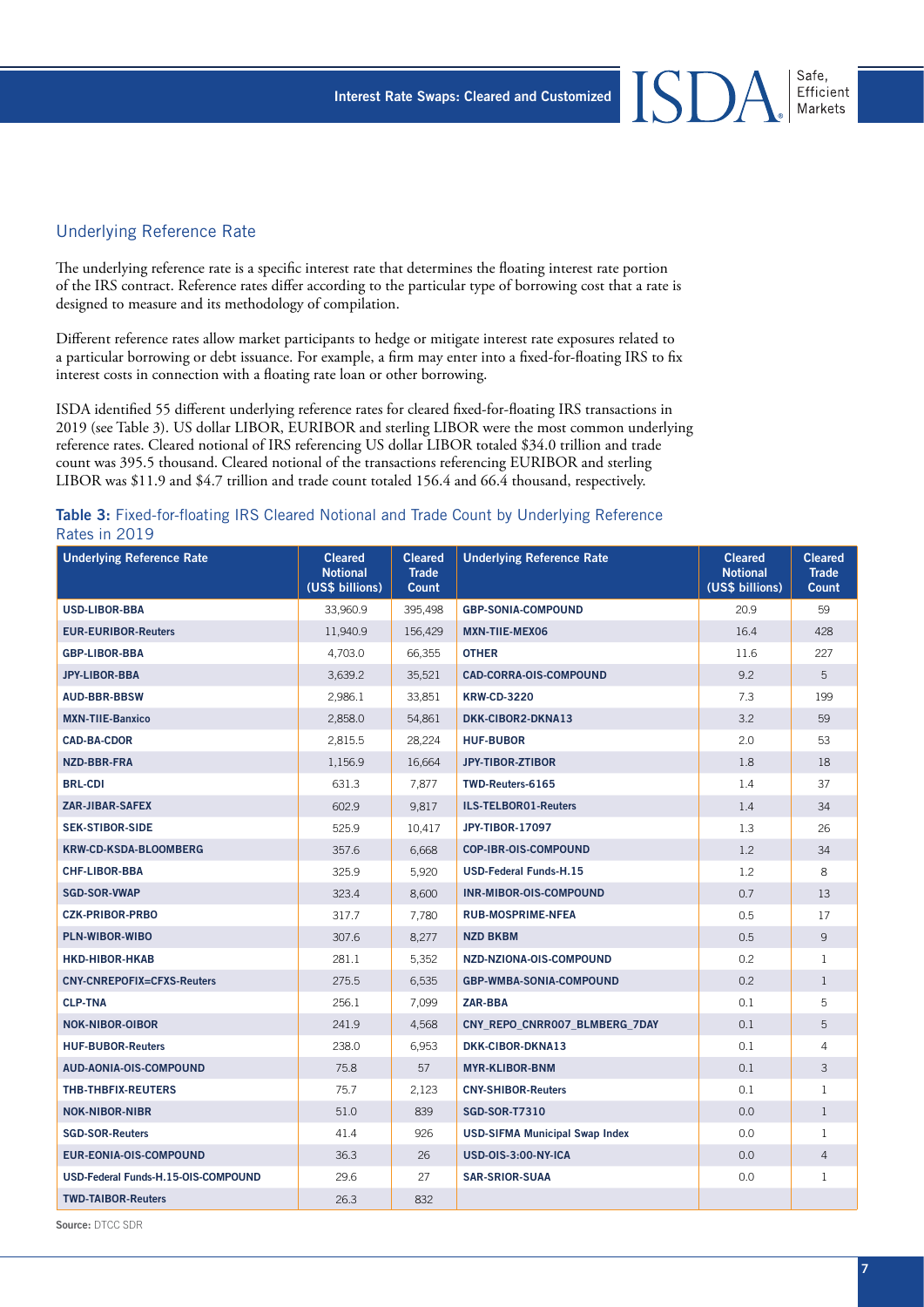## Underlying Reference Rate

The underlying reference rate is a specific interest rate that determines the floating interest rate portion of the IRS contract. Reference rates differ according to the particular type of borrowing cost that a rate is designed to measure and its methodology of compilation.

Different reference rates allow market participants to hedge or mitigate interest rate exposures related to a particular borrowing or debt issuance. For example, a firm may enter into a fixed-for-floating IRS to fix interest costs in connection with a floating rate loan or other borrowing.

ISDA identified 55 different underlying reference rates for cleared fixed-for-floating IRS transactions in 2019 (see Table 3). US dollar LIBOR, EURIBOR and sterling LIBOR were the most common underlying reference rates. Cleared notional of IRS referencing US dollar LIBOR totaled $34.0 trillion and trade count was 395.5 thousand. Cleared notional of the transactions referencing EURIBOR and sterling LIBOR was $11.9 and $4.7 trillion and trade count totaled 156.4 and 66.4 thousand, respectively.

**Table 3:** Fixed-for-floating IRS Cleared Notional and Trade Count by Underlying Reference Rates in 2019

| Underlying Reference Rate | Cleared Notional (US$ billions) | Cleared Trade Count | Underlying Reference Rate | Cleared Notional (US$ billions) | Cleared Trade Count |
|---|---|---|---|---|---|
| USD-LIBOR-BBA | 33,960.9 | 395,498 | GBP-SONIA-COMPOUND | 20.9 | 59 |
| EUR-EURIBOR-Reuters | 11,940.9 | 156,429 | MXN-TIIE-MEX06 | 16.4 | 428 |
| GBP-LIBOR-BBA | 4,703.0 | 66,355 | OTHER | 11.6 | 227 |
| JPY-LIBOR-BBA | 3,639.2 | 35,521 | CAD-CORRA-OIS-COMPOUND | 9.2 | 5 |
| AUD-BBR-BBSW | 2,986.1 | 33,851 | KRW-CD-3220 | 7.3 | 199 |
| MXN-TIIE-Banxico | 2,858.0 | 54,861 | DKK-CIBOR2-DKNA13 | 3.2 | 59 |
| CAD-BA-CDOR | 2,815.5 | 28,224 | HUF-BUBOR | 2.0 | 53 |
| NZD-BBR-FRA | 1,156.9 | 16,664 | JPY-TIBOR-ZTIBOR | 1.8 | 18 |
| BRL-CDI | 631.3 | 7,877 | TWD-Reuters-6165 | 1.4 | 37 |
| ZAR-JIBAR-SAFEX | 602.9 | 9,817 | ILS-TELBOR01-Reuters | 1.4 | 34 |
| SEK-STIBOR-SIDE | 525.9 | 10,417 | JPY-TIBOR-17097 | 1.3 | 26 |
| KRW-CD-KSDA-BLOOMBERG | 357.6 | 6,668 | COP-IBR-OIS-COMPOUND | 1.2 | 34 |
| CHF-LIBOR-BBA | 325.9 | 5,920 | USD-Federal Funds-H.15 | 1.2 | 8 |
| SGD-SOR-VWAP | 323.4 | 8,600 | INR-MIBOR-OIS-COMPOUND | 0.7 | 13 |
| CZK-PRIBOR-PRBO | 317.7 | 7,780 | RUB-MOSPRIME-NFEA | 0.5 | 17 |
| PLN-WIBOR-WIBO | 307.6 | 8,277 | NZD BKBM | 0.5 | 9 |
| HKD-HIBOR-HKAB | 281.1 | 5,352 | NZD-NZIONA-OIS-COMPOUND | 0.2 | 1 |
| CNY-CNREPOFIX=CFXS-Reuters | 275.5 | 6,535 | GBP-WMBA-SONIA-COMPOUND | 0.2 | 1 |
| CLP-TNA | 256.1 | 7,099 | ZAR-BBA | 0.1 | 5 |
| NOK-NIBOR-OIBOR | 241.9 | 4,568 | CNY_REPO_CNRR007_BLMBERG_7DAY | 0.1 | 5 |
| HUF-BUBOR-Reuters | 238.0 | 6,953 | DKK-CIBOR-DKNA13 | 0.1 | 4 |
| AUD-AONIA-OIS-COMPOUND | 75.8 | 57 | MYR-KLIBOR-BNM | 0.1 | 3 |
| THB-THBFIX-REUTERS | 75.7 | 2,123 | CNY-SHIBOR-Reuters | 0.1 | 1 |
| NOK-NIBOR-NIBR | 51.0 | 839 | SGD-SOR-T7310 | 0.0 | 1 |
| SGD-SOR-Reuters | 41.4 | 926 | USD-SIFMA Municipal Swap Index | 0.0 | 1 |
| EUR-EONIA-OIS-COMPOUND | 36.3 | 26 | USD-OIS-3:00-NY-ICA | 0.0 | 4 |
| USD-Federal Funds-H.15-OIS-COMPOUND | 29.6 | 27 | SAR-SRIOR-SUAA | 0.0 | 1 |
| TWD-TAIBOR-Reuters | 26.3 | 832 | | | |

**Source:** DTCC SDR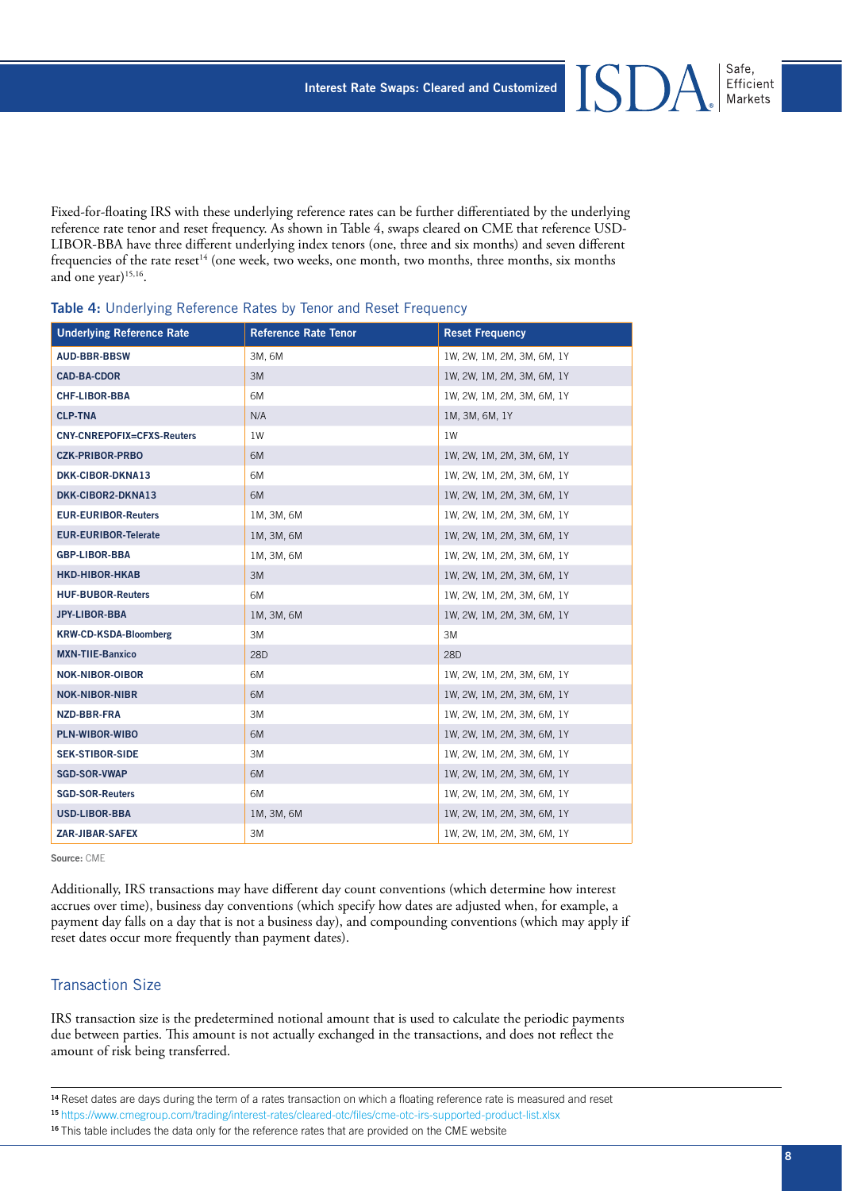Fixed-for-floating IRS with these underlying reference rates can be further differentiated by the underlying reference rate tenor and reset frequency. As shown in Table 4, swaps cleared on CME that reference USD-LIBOR-BBA have three different underlying index tenors (one, three and six months) and seven different frequencies of the rate reset[14] (one week, two weeks, one month, two months, three months, six months and one year)[15,16].

**Table 4:** Underlying Reference Rates by Tenor and Reset Frequency

| Underlying Reference Rate | Reference Rate Tenor | Reset Frequency |
|---|---|---|
| **AUD-BBR-BBSW** | 3M, 6M | 1W, 2W, 1M, 2M, 3M, 6M, 1Y |
| **CAD-BA-CDOR** | 3M | 1W, 2W, 1M, 2M, 3M, 6M, 1Y |
| **CHF-LIBOR-BBA** | 6M | 1W, 2W, 1M, 2M, 3M, 6M, 1Y |
| **CLP-TNA** | N/A | 1M, 3M, 6M, 1Y |
| **CNY-CNREPOFIX=CFXS-Reuters** | 1W | 1W |
| **CZK-PRIBOR-PRBO** | 6M | 1W, 2W, 1M, 2M, 3M, 6M, 1Y |
| **DKK-CIBOR-DKNA13** | 6M | 1W, 2W, 1M, 2M, 3M, 6M, 1Y |
| **DKK-CIBOR2-DKNA13** | 6M | 1W, 2W, 1M, 2M, 3M, 6M, 1Y |
| **EUR-EURIBOR-Reuters** | 1M, 3M, 6M | 1W, 2W, 1M, 2M, 3M, 6M, 1Y |
| **EUR-EURIBOR-Telerate** | 1M, 3M, 6M | 1W, 2W, 1M, 2M, 3M, 6M, 1Y |
| **GBP-LIBOR-BBA** | 1M, 3M, 6M | 1W, 2W, 1M, 2M, 3M, 6M, 1Y |
| **HKD-HIBOR-HKAB** | 3M | 1W, 2W, 1M, 2M, 3M, 6M, 1Y |
| **HUF-BUBOR-Reuters** | 6M | 1W, 2W, 1M, 2M, 3M, 6M, 1Y |
| **JPY-LIBOR-BBA** | 1M, 3M, 6M | 1W, 2W, 1M, 2M, 3M, 6M, 1Y |
| **KRW-CD-KSDA-Bloomberg** | 3M | 3M |
| **MXN-TIIE-Banxico** | 28D | 28D |
| **NOK-NIBOR-OIBOR** | 6M | 1W, 2W, 1M, 2M, 3M, 6M, 1Y |
| **NOK-NIBOR-NIBR** | 6M | 1W, 2W, 1M, 2M, 3M, 6M, 1Y |
| **NZD-BBR-FRA** | 3M | 1W, 2W, 1M, 2M, 3M, 6M, 1Y |
| **PLN-WIBOR-WIBO** | 6M | 1W, 2W, 1M, 2M, 3M, 6M, 1Y |
| **SEK-STIBOR-SIDE** | 3M | 1W, 2W, 1M, 2M, 3M, 6M, 1Y |
| **SGD-SOR-VWAP** | 6M | 1W, 2W, 1M, 2M, 3M, 6M, 1Y |
| **SGD-SOR-Reuters** | 6M | 1W, 2W, 1M, 2M, 3M, 6M, 1Y |
| **USD-LIBOR-BBA** | 1M, 3M, 6M | 1W, 2W, 1M, 2M, 3M, 6M, 1Y |
| **ZAR-JIBAR-SAFEX** | 3M | 1W, 2W, 1M, 2M, 3M, 6M, 1Y |

**Source:** CME

Additionally, IRS transactions may have different day count conventions (which determine how interest accrues over time), business day conventions (which specify how dates are adjusted when, for example, a payment day falls on a day that is not a business day), and compounding conventions (which may apply if reset dates occur more frequently than payment dates).

## Transaction Size

IRS transaction size is the predetermined notional amount that is used to calculate the periodic payments due between parties. This amount is not actually exchanged in the transactions, and does not reflect the amount of risk being transferred.

[14] Reset dates are days during the term of a rates transaction on which a floating reference rate is measured and reset

[15] https://www.cmegroup.com/trading/interest-rates/cleared-otc/files/cme-otc-irs-supported-product-list.xlsx

[16] This table includes the data only for the reference rates that are provided on the CME website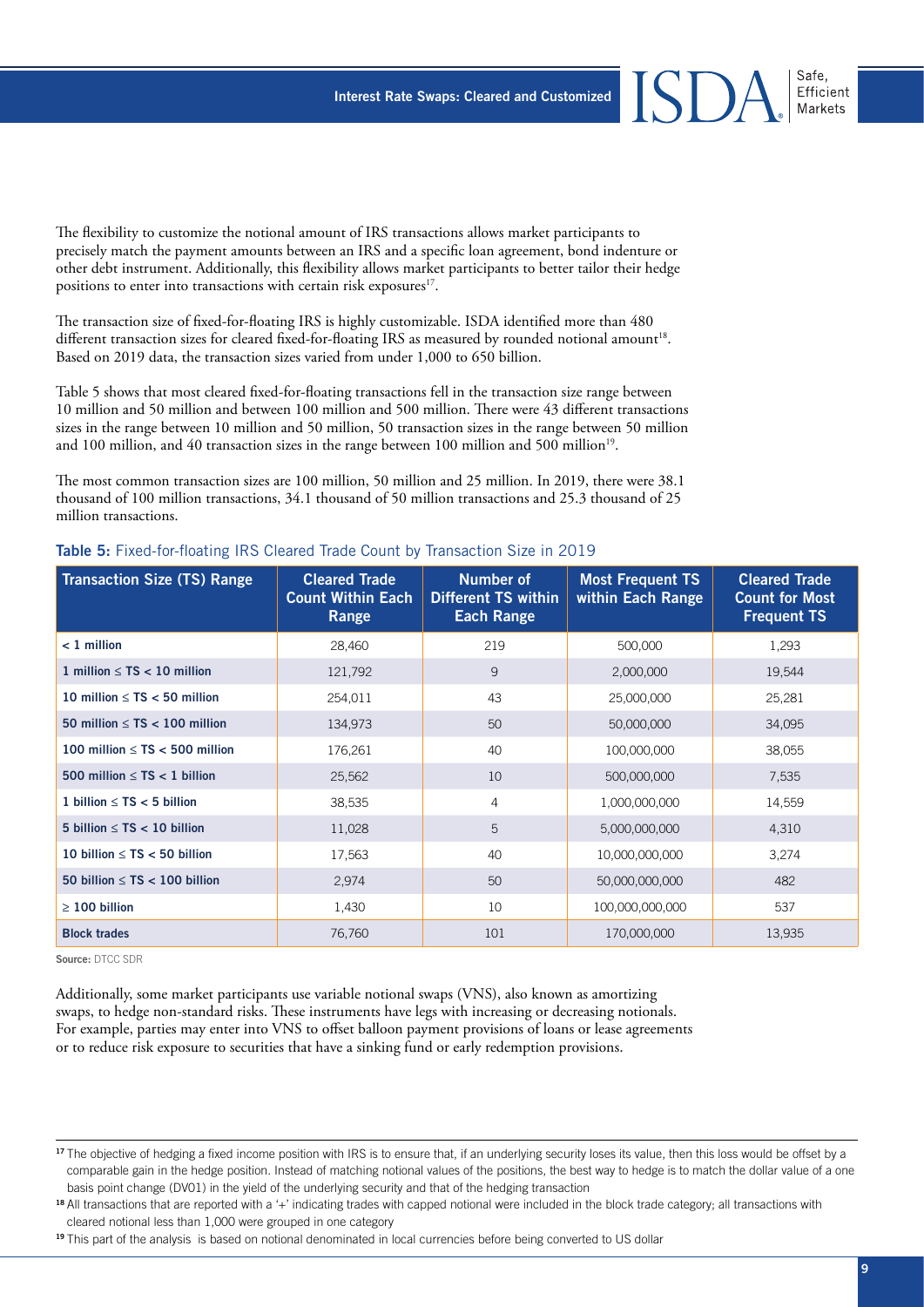The flexibility to customize the notional amount of IRS transactions allows market participants to precisely match the payment amounts between an IRS and a specific loan agreement, bond indenture or other debt instrument. Additionally, this flexibility allows market participants to better tailor their hedge positions to enter into transactions with certain risk exposures[17].

The transaction size of fixed-for-floating IRS is highly customizable. ISDA identified more than 480 different transaction sizes for cleared fixed-for-floating IRS as measured by rounded notional amount[18]. Based on 2019 data, the transaction sizes varied from under 1,000 to 650 billion.

Table 5 shows that most cleared fixed-for-floating transactions fell in the transaction size range between 10 million and 50 million and between 100 million and 500 million. There were 43 different transactions sizes in the range between 10 million and 50 million, 50 transaction sizes in the range between 50 million and 100 million, and 40 transaction sizes in the range between 100 million and 500 million[19].

The most common transaction sizes are 100 million, 50 million and 25 million. In 2019, there were 38.1 thousand of 100 million transactions, 34.1 thousand of 50 million transactions and 25.3 thousand of 25 million transactions.

**Table 5:** Fixed-for-floating IRS Cleared Trade Count by Transaction Size in 2019

| Transaction Size (TS) Range | Cleared Trade Count Within Each Range | Number of Different TS within Each Range | Most Frequent TS within Each Range | Cleared Trade Count for Most Frequent TS |
|---|---|---|---|---|
| < 1 million | 28,460 | 219 | 500,000 | 1,293 |
| 1 million ≤ TS < 10 million | 121,792 | 9 | 2,000,000 | 19,544 |
| 10 million ≤ TS < 50 million | 254,011 | 43 | 25,000,000 | 25,281 |
| 50 million ≤ TS < 100 million | 134,973 | 50 | 50,000,000 | 34,095 |
| 100 million ≤ TS < 500 million | 176,261 | 40 | 100,000,000 | 38,055 |
| 500 million ≤ TS < 1 billion | 25,562 | 10 | 500,000,000 | 7,535 |
| 1 billion ≤ TS < 5 billion | 38,535 | 4 | 1,000,000,000 | 14,559 |
| 5 billion ≤ TS < 10 billion | 11,028 | 5 | 5,000,000,000 | 4,310 |
| 10 billion ≤ TS < 50 billion | 17,563 | 40 | 10,000,000,000 | 3,274 |
| 50 billion ≤ TS < 100 billion | 2,974 | 50 | 50,000,000,000 | 482 |
| ≥ 100 billion | 1,430 | 10 | 100,000,000,000 | 537 |
| Block trades | 76,760 | 101 | 170,000,000 | 13,935 |

**Source:** DTCC SDR

Additionally, some market participants use variable notional swaps (VNS), also known as amortizing swaps, to hedge non-standard risks. These instruments have legs with increasing or decreasing notionals. For example, parties may enter into VNS to offset balloon payment provisions of loans or lease agreements or to reduce risk exposure to securities that have a sinking fund or early redemption provisions.

[17] The objective of hedging a fixed income position with IRS is to ensure that, if an underlying security loses its value, then this loss would be offset by a comparable gain in the hedge position. Instead of matching notional values of the positions, the best way to hedge is to match the dollar value of a one basis point change (DV01) in the yield of the underlying security and that of the hedging transaction

[18] All transactions that are reported with a '+' indicating trades with capped notional were included in the block trade category; all transactions with cleared notional less than 1,000 were grouped in one category

[19] This part of the analysis is based on notional denominated in local currencies before being converted to US dollar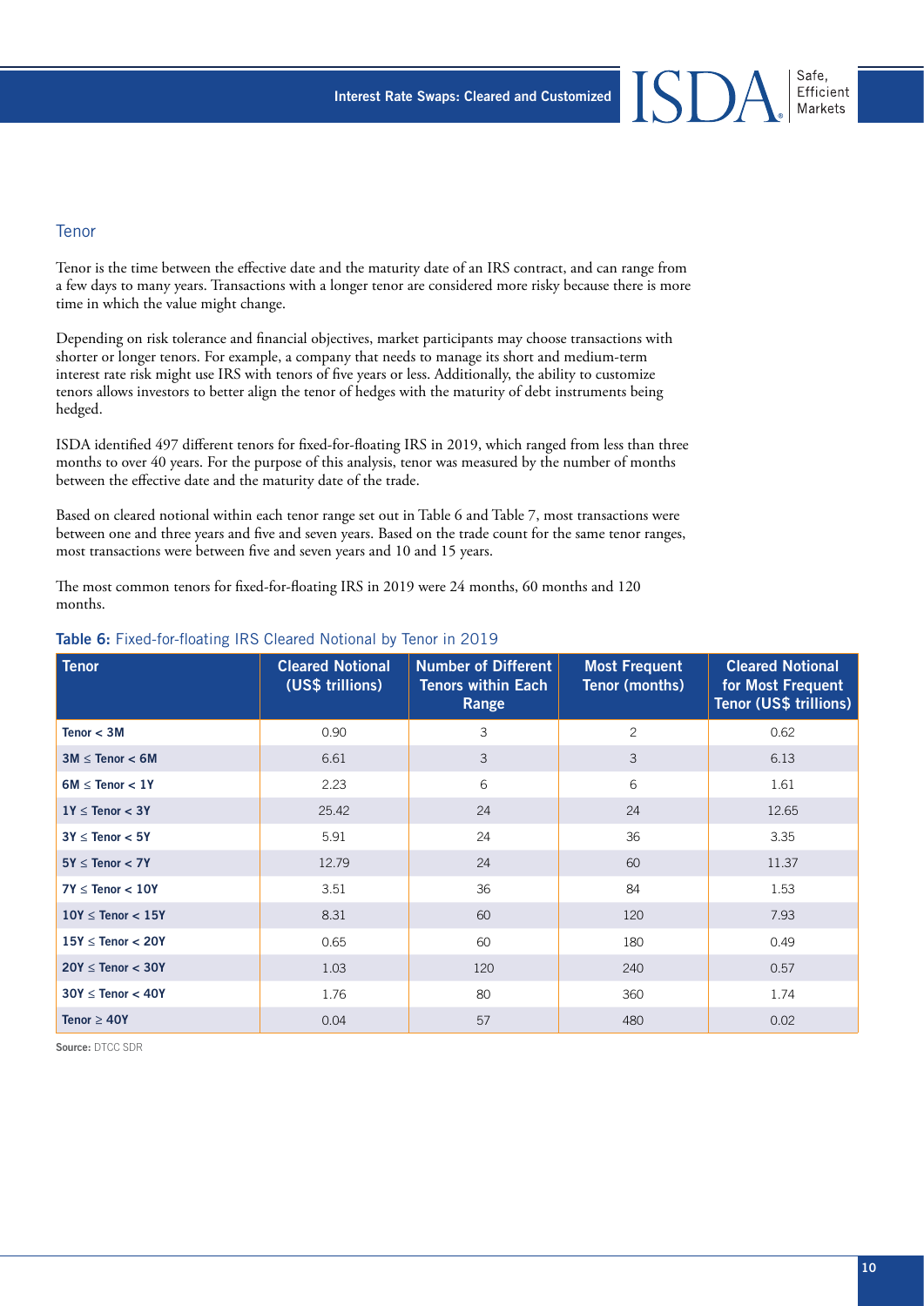## Tenor

Tenor is the time between the effective date and the maturity date of an IRS contract, and can range from a few days to many years. Transactions with a longer tenor are considered more risky because there is more time in which the value might change.

Depending on risk tolerance and financial objectives, market participants may choose transactions with shorter or longer tenors. For example, a company that needs to manage its short and medium-term interest rate risk might use IRS with tenors of five years or less. Additionally, the ability to customize tenors allows investors to better align the tenor of hedges with the maturity of debt instruments being hedged.

ISDA identified 497 different tenors for fixed-for-floating IRS in 2019, which ranged from less than three months to over 40 years. For the purpose of this analysis, tenor was measured by the number of months between the effective date and the maturity date of the trade.

Based on cleared notional within each tenor range set out in Table 6 and Table 7, most transactions were between one and three years and five and seven years. Based on the trade count for the same tenor ranges, most transactions were between five and seven years and 10 and 15 years.

The most common tenors for fixed-for-floating IRS in 2019 were 24 months, 60 months and 120 months.

**Table 6:** Fixed-for-floating IRS Cleared Notional by Tenor in 2019

| Tenor | Cleared Notional (US$ trillions) | Number of Different Tenors within Each Range | Most Frequent Tenor (months) | Cleared Notional for Most Frequent Tenor (US$ trillions) |
|---|---|---|---|---|
| Tenor < 3M | 0.90 | 3 | 2 | 0.62 |
| 3M ≤ Tenor < 6M | 6.61 | 3 | 3 | 6.13 |
| 6M ≤ Tenor < 1Y | 2.23 | 6 | 6 | 1.61 |
| 1Y ≤ Tenor < 3Y | 25.42 | 24 | 24 | 12.65 |
| 3Y ≤ Tenor < 5Y | 5.91 | 24 | 36 | 3.35 |
| 5Y ≤ Tenor < 7Y | 12.79 | 24 | 60 | 11.37 |
| 7Y ≤ Tenor < 10Y | 3.51 | 36 | 84 | 1.53 |
| 10Y ≤ Tenor < 15Y | 8.31 | 60 | 120 | 7.93 |
| 15Y ≤ Tenor < 20Y | 0.65 | 60 | 180 | 0.49 |
| 20Y ≤ Tenor < 30Y | 1.03 | 120 | 240 | 0.57 |
| 30Y ≤ Tenor < 40Y | 1.76 | 80 | 360 | 1.74 |
| Tenor ≥ 40Y | 0.04 | 57 | 480 | 0.02 |

**Source:** DTCC SDR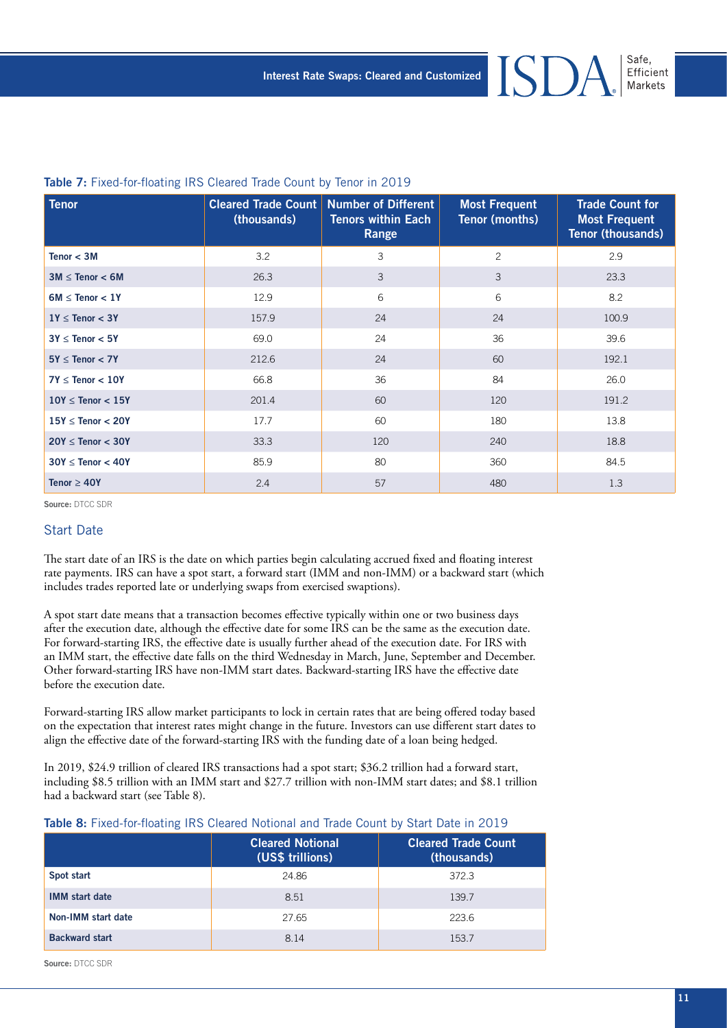**Table 7:** Fixed-for-floating IRS Cleared Trade Count by Tenor in 2019

| Tenor | Cleared Trade Count (thousands) | Number of Different Tenors within Each Range | Most Frequent Tenor (months) | Trade Count for Most Frequent Tenor (thousands) |
|---|---|---|---|---|
| Tenor < 3M | 3.2 | 3 | 2 | 2.9 |
| 3M ≤ Tenor < 6M | 26.3 | 3 | 3 | 23.3 |
| 6M ≤ Tenor < 1Y | 12.9 | 6 | 6 | 8.2 |
| 1Y ≤ Tenor < 3Y | 157.9 | 24 | 24 | 100.9 |
| 3Y ≤ Tenor < 5Y | 69.0 | 24 | 36 | 39.6 |
| 5Y ≤ Tenor < 7Y | 212.6 | 24 | 60 | 192.1 |
| 7Y ≤ Tenor < 10Y | 66.8 | 36 | 84 | 26.0 |
| 10Y ≤ Tenor < 15Y | 201.4 | 60 | 120 | 191.2 |
| 15Y ≤ Tenor < 20Y | 17.7 | 60 | 180 | 13.8 |
| 20Y ≤ Tenor < 30Y | 33.3 | 120 | 240 | 18.8 |
| 30Y ≤ Tenor < 40Y | 85.9 | 80 | 360 | 84.5 |
| Tenor ≥ 40Y | 2.4 | 57 | 480 | 1.3 |

**Source:** DTCC SDR

## Start Date

The start date of an IRS is the date on which parties begin calculating accrued fixed and floating interest rate payments. IRS can have a spot start, a forward start (IMM and non-IMM) or a backward start (which includes trades reported late or underlying swaps from exercised swaptions).

A spot start date means that a transaction becomes effective typically within one or two business days after the execution date, although the effective date for some IRS can be the same as the execution date. For forward-starting IRS, the effective date is usually further ahead of the execution date. For IRS with an IMM start, the effective date falls on the third Wednesday in March, June, September and December. Other forward-starting IRS have non-IMM start dates. Backward-starting IRS have the effective date before the execution date.

Forward-starting IRS allow market participants to lock in certain rates that are being offered today based on the expectation that interest rates might change in the future. Investors can use different start dates to align the effective date of the forward-starting IRS with the funding date of a loan being hedged.

In 2019, $24.9 trillion of cleared IRS transactions had a spot start; $36.2 trillion had a forward start, including $8.5 trillion with an IMM start and $27.7 trillion with non-IMM start dates; and $8.1 trillion had a backward start (see Table 8).

**Table 8:** Fixed-for-floating IRS Cleared Notional and Trade Count by Start Date in 2019

| | Cleared Notional (US$ trillions) | Cleared Trade Count (thousands) |
|---|---|---|
| Spot start | 24.86 | 372.3 |
| IMM start date | 8.51 | 139.7 |
| Non-IMM start date | 27.65 | 223.6 |
| Backward start | 8.14 | 153.7 |

**Source:** DTCC SDR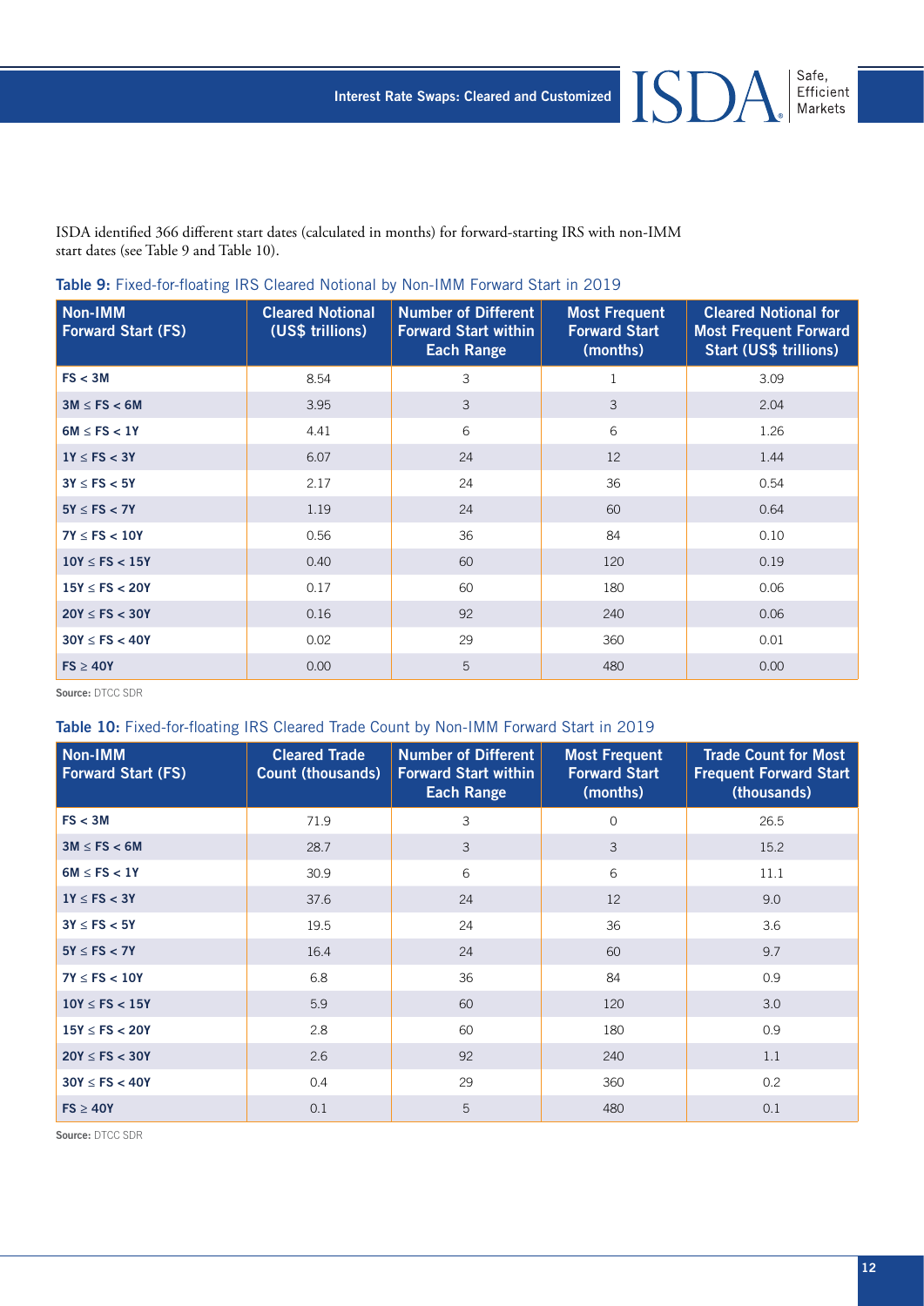ISDA identified 366 different start dates (calculated in months) for forward-starting IRS with non-IMM start dates (see Table 9 and Table 10).

**Table 9:** Fixed-for-floating IRS Cleared Notional by Non-IMM Forward Start in 2019

| Non-IMM Forward Start (FS) | Cleared Notional (US$ trillions) | Number of Different Forward Start within Each Range | Most Frequent Forward Start (months) | Cleared Notional for Most Frequent Forward Start (US$ trillions) |
|---|---|---|---|---|
| FS < 3M | 8.54 | 3 | 1 | 3.09 |
| 3M ≤ FS < 6M | 3.95 | 3 | 3 | 2.04 |
| 6M ≤ FS < 1Y | 4.41 | 6 | 6 | 1.26 |
| 1Y ≤ FS < 3Y | 6.07 | 24 | 12 | 1.44 |
| 3Y ≤ FS < 5Y | 2.17 | 24 | 36 | 0.54 |
| 5Y ≤ FS < 7Y | 1.19 | 24 | 60 | 0.64 |
| 7Y ≤ FS < 10Y | 0.56 | 36 | 84 | 0.10 |
| 10Y ≤ FS < 15Y | 0.40 | 60 | 120 | 0.19 |
| 15Y ≤ FS < 20Y | 0.17 | 60 | 180 | 0.06 |
| 20Y ≤ FS < 30Y | 0.16 | 92 | 240 | 0.06 |
| 30Y ≤ FS < 40Y | 0.02 | 29 | 360 | 0.01 |
| FS ≥ 40Y | 0.00 | 5 | 480 | 0.00 |

**Source:** DTCC SDR

**Table 10:** Fixed-for-floating IRS Cleared Trade Count by Non-IMM Forward Start in 2019

| Non-IMM Forward Start (FS) | Cleared Trade Count (thousands) | Number of Different Forward Start within Each Range | Most Frequent Forward Start (months) | Trade Count for Most Frequent Forward Start (thousands) |
|---|---|---|---|---|
| FS < 3M | 71.9 | 3 | 0 | 26.5 |
| 3M ≤ FS < 6M | 28.7 | 3 | 3 | 15.2 |
| 6M ≤ FS < 1Y | 30.9 | 6 | 6 | 11.1 |
| 1Y ≤ FS < 3Y | 37.6 | 24 | 12 | 9.0 |
| 3Y ≤ FS < 5Y | 19.5 | 24 | 36 | 3.6 |
| 5Y ≤ FS < 7Y | 16.4 | 24 | 60 | 9.7 |
| 7Y ≤ FS < 10Y | 6.8 | 36 | 84 | 0.9 |
| 10Y ≤ FS < 15Y | 5.9 | 60 | 120 | 3.0 |
| 15Y ≤ FS < 20Y | 2.8 | 60 | 180 | 0.9 |
| 20Y ≤ FS < 30Y | 2.6 | 92 | 240 | 1.1 |
| 30Y ≤ FS < 40Y | 0.4 | 29 | 360 | 0.2 |
| FS ≥ 40Y | 0.1 | 5 | 480 | 0.1 |

**Source:** DTCC SDR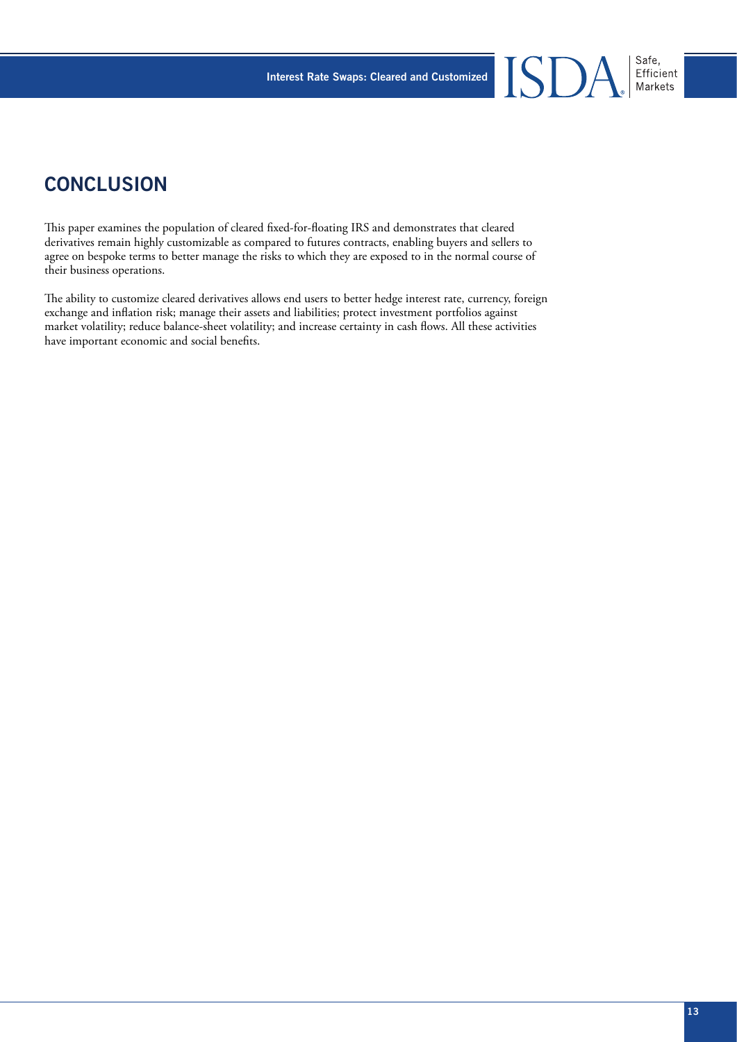## CONCLUSION

This paper examines the population of cleared fixed-for-floating IRS and demonstrates that cleared derivatives remain highly customizable as compared to futures contracts, enabling buyers and sellers to agree on bespoke terms to better manage the risks to which they are exposed to in the normal course of their business operations.

The ability to customize cleared derivatives allows end users to better hedge interest rate, currency, foreign exchange and inflation risk; manage their assets and liabilities; protect investment portfolios against market volatility; reduce balance-sheet volatility; and increase certainty in cash flows. All these activities have important economic and social benefits.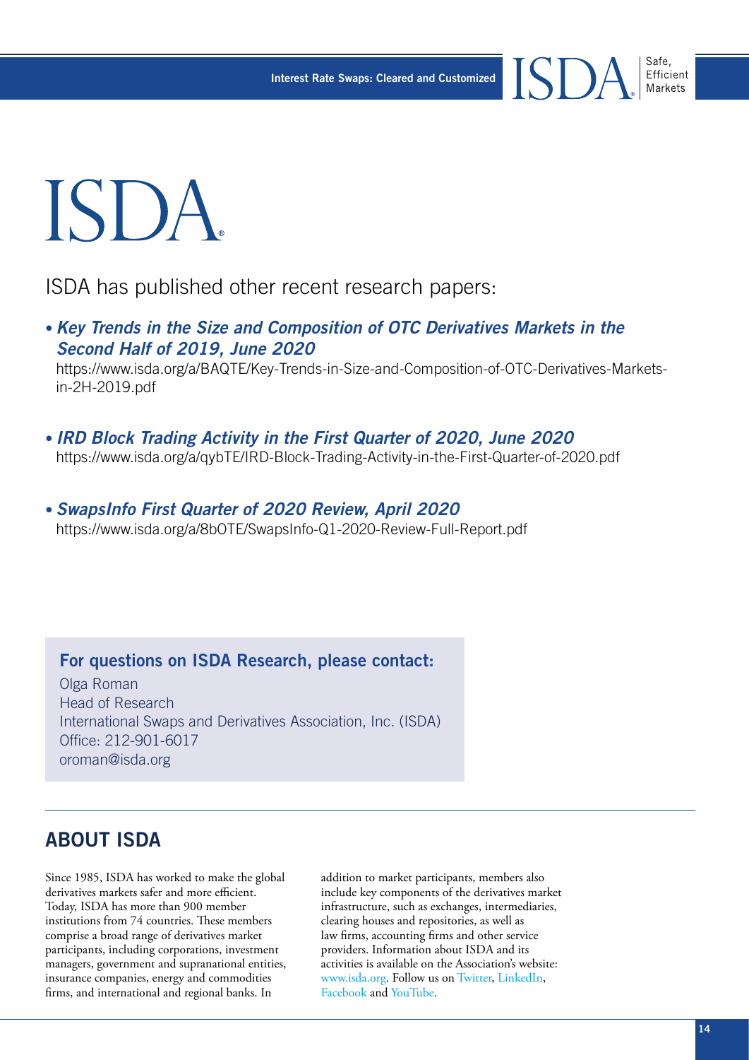# ISDA

ISDA has published other recent research papers:

- ***Key Trends in the Size and Composition of OTC Derivatives Markets in the Second Half of 2019, June 2020***
  https://www.isda.org/a/BAQTE/Key-Trends-in-Size-and-Composition-of-OTC-Derivatives-Markets-in-2H-2019.pdf

- ***IRD Block Trading Activity in the First Quarter of 2020, June 2020***
  https://www.isda.org/a/qybTE/IRD-Block-Trading-Activity-in-the-First-Quarter-of-2020.pdf

- ***SwapsInfo First Quarter of 2020 Review, April 2020***
  https://www.isda.org/a/8bOTE/SwapsInfo-Q1-2020-Review-Full-Report.pdf

**For questions on ISDA Research, please contact:**

Olga Roman
Head of Research
International Swaps and Derivatives Association, Inc. (ISDA)
Office: 212-901-6017
oroman@isda.org

## ABOUT ISDA

Since 1985, ISDA has worked to make the global derivatives markets safer and more efficient. Today, ISDA has more than 900 member institutions from 74 countries. These members comprise a broad range of derivatives market participants, including corporations, investment managers, government and supranational entities, insurance companies, energy and commodities firms, and international and regional banks. In addition to market participants, members also include key components of the derivatives market infrastructure, such as exchanges, intermediaries, clearing houses and repositories, as well as law firms, accounting firms and other service providers. Information about ISDA and its activities is available on the Association's website: www.isda.org. Follow us on Twitter, LinkedIn, Facebook and YouTube.